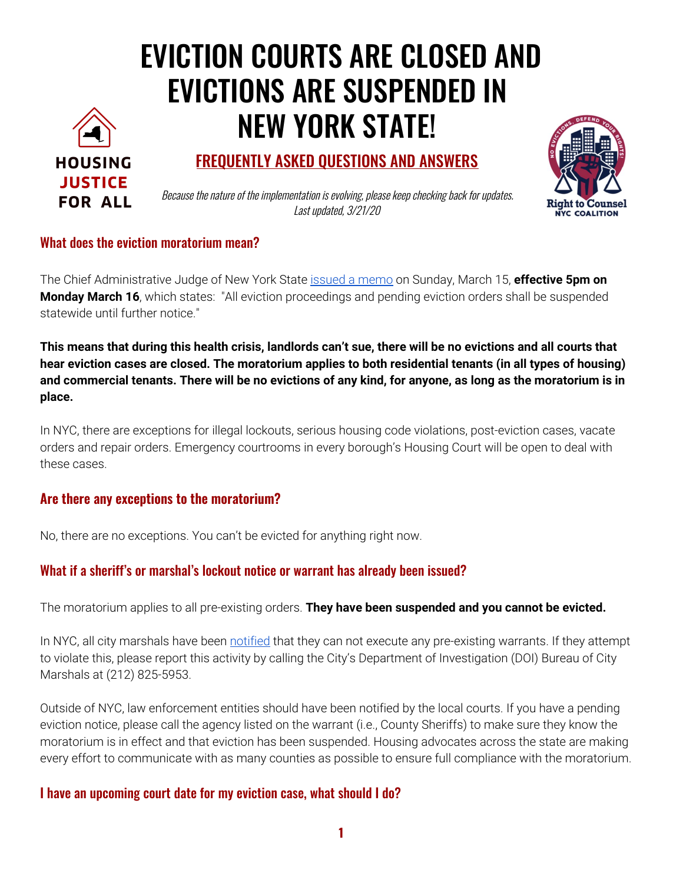HOUSING JUSTICE FOR ALL

# EVICTION COURTS ARE CLOSED AND EVICTIONS ARE SUSPENDED IN NEW YORK STATE!

## FREQUENTLY ASKED QUESTIONS AND ANSWERS

*Because the nature of the implementation is evolving, please keep checking back for updates.*
*Last updated, 3/21/20*

Right to Counsel NYC Coalition

### What does the eviction moratorium mean?

The Chief Administrative Judge of New York State issued a memo on Sunday, March 15, **effective 5pm on Monday March 16**, which states: "All eviction proceedings and pending eviction orders shall be suspended statewide until further notice."

**This means that during this health crisis, landlords can't sue, there will be no evictions and all courts that hear eviction cases are closed. The moratorium applies to both residential tenants (in all types of housing) and commercial tenants. There will be no evictions of any kind, for anyone, as long as the moratorium is in place.**

In NYC, there are exceptions for illegal lockouts, serious housing code violations, post-eviction cases, vacate orders and repair orders. Emergency courtrooms in every borough's Housing Court will be open to deal with these cases.

### Are there any exceptions to the moratorium?

No, there are no exceptions. You can't be evicted for anything right now.

### What if a sheriff's or marshal's lockout notice or warrant has already been issued?

The moratorium applies to all pre-existing orders. **They have been suspended and you cannot be evicted.**

In NYC, all city marshals have been notified that they can not execute any pre-existing warrants. If they attempt to violate this, please report this activity by calling the City's Department of Investigation (DOI) Bureau of City Marshals at (212) 825-5953.

Outside of NYC, law enforcement entities should have been notified by the local courts. If you have a pending eviction notice, please call the agency listed on the warrant (i.e., County Sheriffs) to make sure they know the moratorium is in effect and that eviction has been suspended. Housing advocates across the state are making every effort to communicate with as many counties as possible to ensure full compliance with the moratorium.

### I have an upcoming court date for my eviction case, what should I do?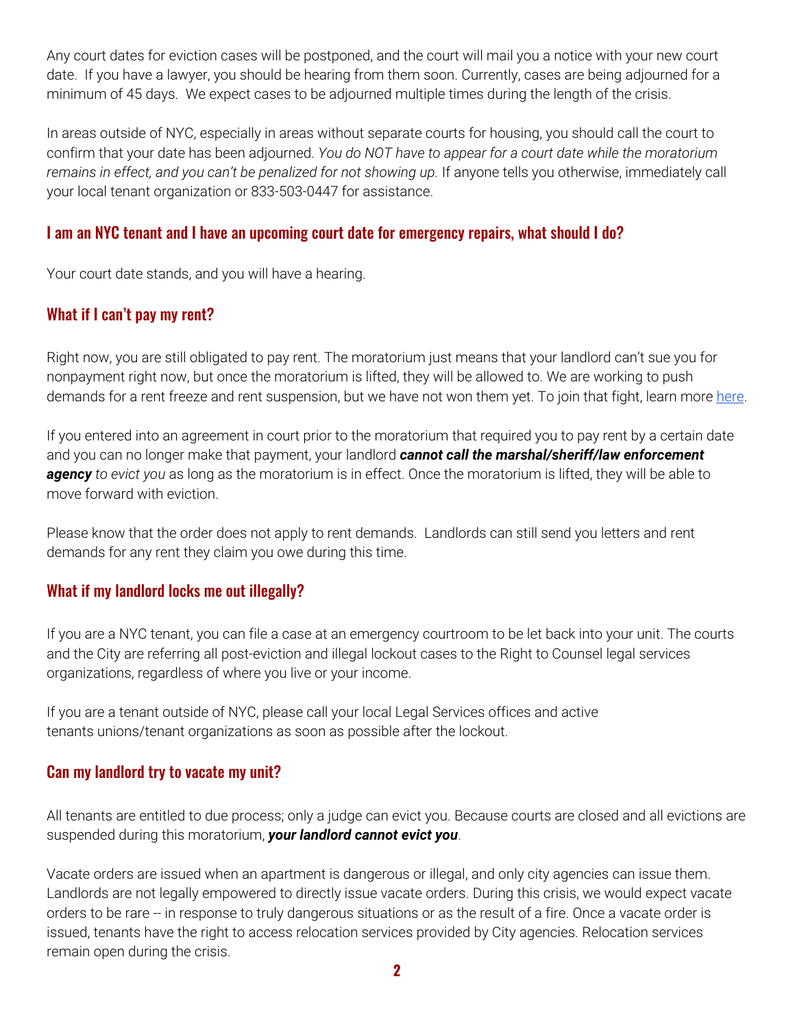Any court dates for eviction cases will be postponed, and the court will mail you a notice with your new court date. If you have a lawyer, you should be hearing from them soon. Currently, cases are being adjourned for a minimum of 45 days. We expect cases to be adjourned multiple times during the length of the crisis.

In areas outside of NYC, especially in areas without separate courts for housing, you should call the court to confirm that your date has been adjourned. *You do NOT have to appear for a court date while the moratorium remains in effect, and you can't be penalized for not showing up.* If anyone tells you otherwise, immediately call your local tenant organization or 833-503-0447 for assistance.

## I am an NYC tenant and I have an upcoming court date for emergency repairs, what should I do?

Your court date stands, and you will have a hearing.

## What if I can't pay my rent?

Right now, you are still obligated to pay rent. The moratorium just means that your landlord can't sue you for nonpayment right now, but once the moratorium is lifted, they will be allowed to. We are working to push demands for a rent freeze and rent suspension, but we have not won them yet. To join that fight, learn more [here](#).

If you entered into an agreement in court prior to the moratorium that required you to pay rent by a certain date and you can no longer make that payment, your landlord ***cannot call the marshal/sheriff/law enforcement agency*** *to evict you* as long as the moratorium is in effect. Once the moratorium is lifted, they will be able to move forward with eviction.

Please know that the order does not apply to rent demands. Landlords can still send you letters and rent demands for any rent they claim you owe during this time.

## What if my landlord locks me out illegally?

If you are a NYC tenant, you can file a case at an emergency courtroom to be let back into your unit. The courts and the City are referring all post-eviction and illegal lockout cases to the Right to Counsel legal services organizations, regardless of where you live or your income.

If you are a tenant outside of NYC, please call your local Legal Services offices and active tenants unions/tenant organizations as soon as possible after the lockout.

## Can my landlord try to vacate my unit?

All tenants are entitled to due process; only a judge can evict you. Because courts are closed and all evictions are suspended during this moratorium, ***your landlord cannot evict you***.

Vacate orders are issued when an apartment is dangerous or illegal, and only city agencies can issue them. Landlords are not legally empowered to directly issue vacate orders. During this crisis, we would expect vacate orders to be rare -- in response to truly dangerous situations or as the result of a fire. Once a vacate order is issued, tenants have the right to access relocation services provided by City agencies. Relocation services remain open during the crisis.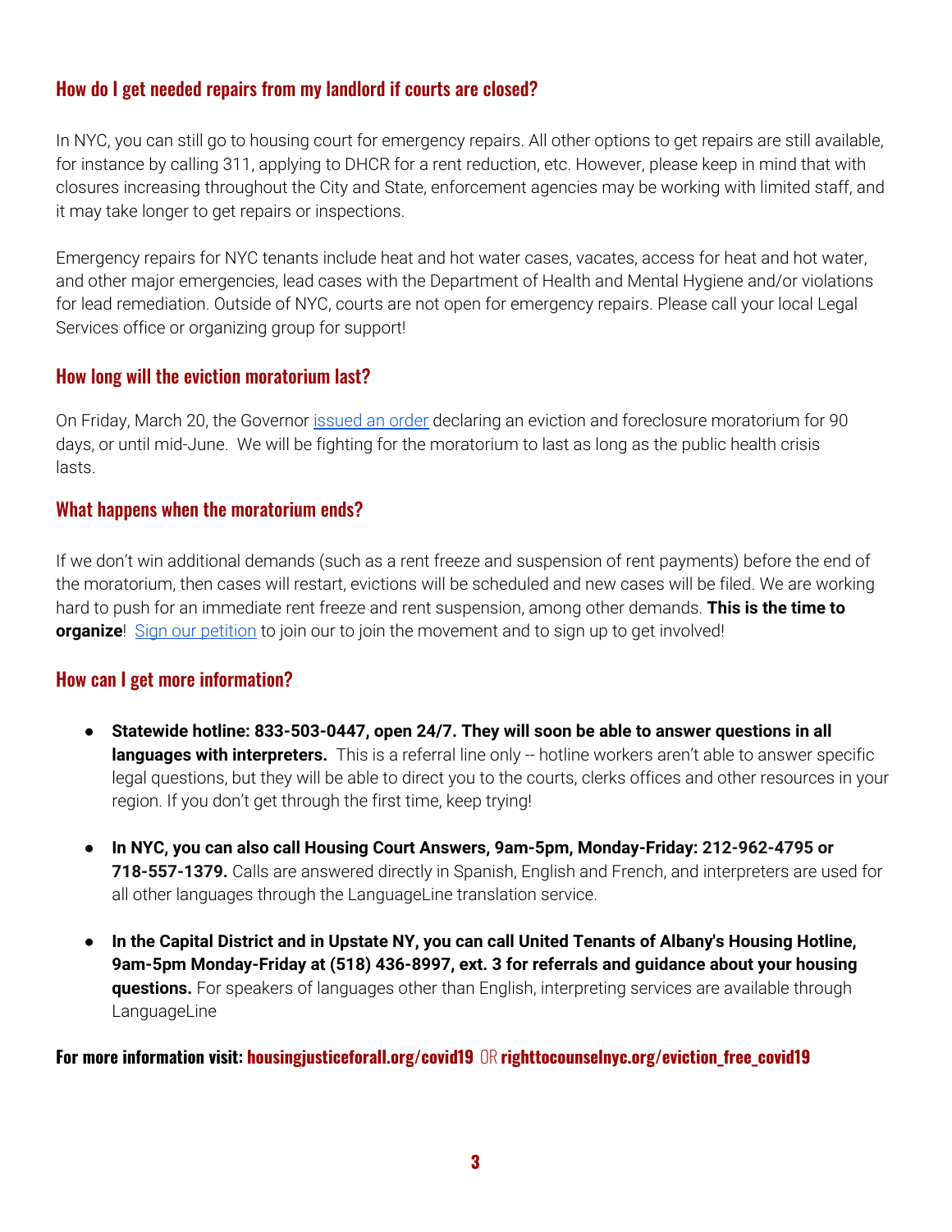## How do I get needed repairs from my landlord if courts are closed?

In NYC, you can still go to housing court for emergency repairs. All other options to get repairs are still available, for instance by calling 311, applying to DHCR for a rent reduction, etc. However, please keep in mind that with closures increasing throughout the City and State, enforcement agencies may be working with limited staff, and it may take longer to get repairs or inspections.

Emergency repairs for NYC tenants include heat and hot water cases, vacates, access for heat and hot water, and other major emergencies, lead cases with the Department of Health and Mental Hygiene and/or violations for lead remediation. Outside of NYC, courts are not open for emergency repairs. Please call your local Legal Services office or organizing group for support!

## How long will the eviction moratorium last?

On Friday, March 20, the Governor issued an order declaring an eviction and foreclosure moratorium for 90 days, or until mid-June. We will be fighting for the moratorium to last as long as the public health crisis lasts.

## What happens when the moratorium ends?

If we don't win additional demands (such as a rent freeze and suspension of rent payments) before the end of the moratorium, then cases will restart, evictions will be scheduled and new cases will be filed. We are working hard to push for an immediate rent freeze and rent suspension, among other demands. **This is the time to organize**! Sign our petition to join our to join the movement and to sign up to get involved!

## How can I get more information?

- **Statewide hotline: 833-503-0447, open 24/7. They will soon be able to answer questions in all languages with interpreters.** This is a referral line only -- hotline workers aren't able to answer specific legal questions, but they will be able to direct you to the courts, clerks offices and other resources in your region. If you don't get through the first time, keep trying!

- **In NYC, you can also call Housing Court Answers, 9am-5pm, Monday-Friday: 212-962-4795 or 718-557-1379.** Calls are answered directly in Spanish, English and French, and interpreters are used for all other languages through the LanguageLine translation service.

- **In the Capital District and in Upstate NY, you can call United Tenants of Albany's Housing Hotline, 9am-5pm Monday-Friday at (518) 436-8997, ext. 3 for referrals and guidance about your housing questions.** For speakers of languages other than English, interpreting services are available through LanguageLine

**For more information visit: housingjusticeforall.org/covid19** OR **righttocounselnyc.org/eviction_free_covid19**